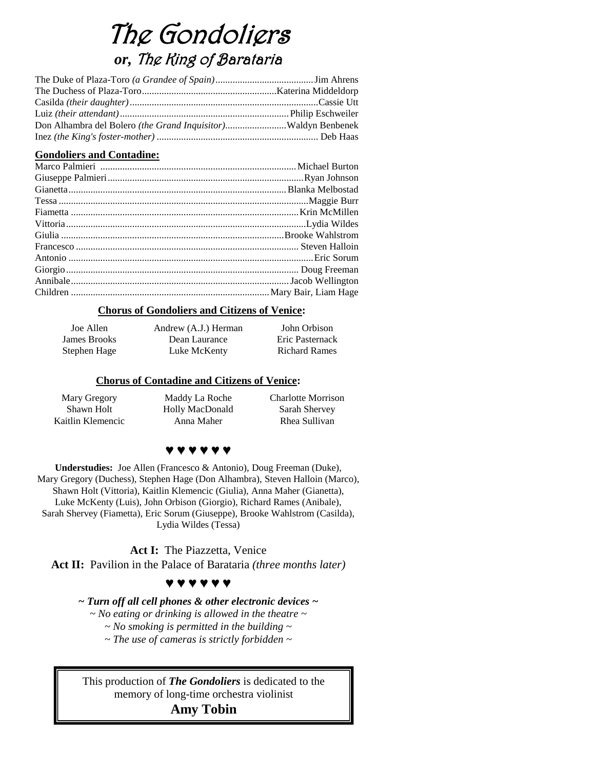# The Gondoliers

## or, *The King of Barataria*

The Duke of Plaza-Toro *(a Grandee of Spain)*........................................Jim Ahrens
The Duchess of Plaza-Toro......................................................Katerina Middeldorp
Casilda *(their daughter)*............................................................................Cassie Utt
Luiz *(their attendant)*.....................................................................Philip Eschweiler
Don Alhambra del Bolero *(the Grand Inquisitor)*.........................Waldyn Benbenek
Inez *(the King's foster-mother)* ................................................................ Deb Haas

**Gondoliers and Contadine:**

Marco Palmieri ...............................................................................Michael Burton
Giuseppe Palmieri..............................................................................Ryan Johnson
Gianetta.......................................................................................Blanka Melbostad
Tessa ...................................................................................................Maggie Burr
Fiametta ...........................................................................................Krin McMillen
Vittoria................................................................................................Lydia Wildes
Giulia .........................................................................................Brooke Wahlstrom
Francesco ......................................................................................... Steven Halloin
Antonio ................................................................................................Eric Sorum
Giorgio............................................................................................. Doug Freeman
Annibale.......................................................................................Jacob Wellington
Children ...............................................................................Mary Bair, Liam Hage

**Chorus of Gondoliers and Citizens of Venice:**

Joe Allen
James Brooks
Stephen Hage
Andrew (A.J.) Herman
Dean Laurance
Luke McKenty
John Orbison
Eric Pasternack
Richard Rames

**Chorus of Contadine and Citizens of Venice:**

Mary Gregory
Shawn Holt
Kaitlin Klemencic
Maddy La Roche
Holly MacDonald
Anna Maher
Charlotte Morrison
Sarah Shervey
Rhea Sullivan

♥ ♥ ♥ ♥ ♥ ♥

**Understudies:** Joe Allen (Francesco & Antonio), Doug Freeman (Duke), Mary Gregory (Duchess), Stephen Hage (Don Alhambra), Steven Halloin (Marco), Shawn Holt (Vittoria), Kaitlin Klemencic (Giulia), Anna Maher (Gianetta), Luke McKenty (Luis), John Orbison (Giorgio), Richard Rames (Anibale), Sarah Shervey (Fiametta), Eric Sorum (Giuseppe), Brooke Wahlstrom (Casilda), Lydia Wildes (Tessa)

**Act I:** The Piazzetta, Venice
**Act II:** Pavilion in the Palace of Barataria *(three months later)*

♥ ♥ ♥ ♥ ♥ ♥

***~ Turn off all cell phones & other electronic devices ~***
*~ No eating or drinking is allowed in the theatre ~*
*~ No smoking is permitted in the building ~*
*~ The use of cameras is strictly forbidden ~*

This production of ***The Gondoliers*** is dedicated to the memory of long-time orchestra violinist
**Amy Tobin**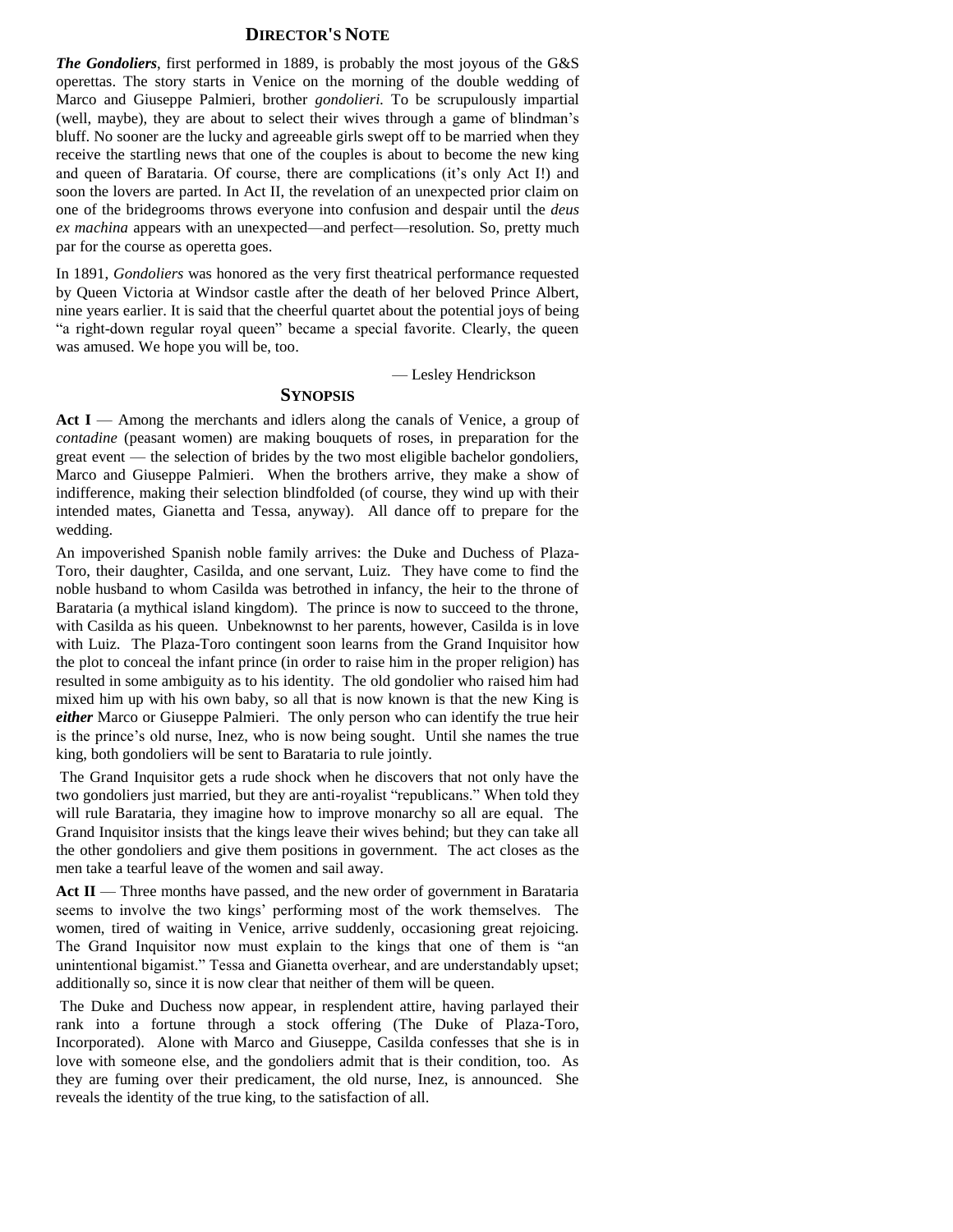## Director's Note

***The Gondoliers***, first performed in 1889, is probably the most joyous of the G&S operettas. The story starts in Venice on the morning of the double wedding of Marco and Giuseppe Palmieri, brother *gondolieri.* To be scrupulously impartial (well, maybe), they are about to select their wives through a game of blindman's bluff. No sooner are the lucky and agreeable girls swept off to be married when they receive the startling news that one of the couples is about to become the new king and queen of Barataria. Of course, there are complications (it's only Act I!) and soon the lovers are parted. In Act II, the revelation of an unexpected prior claim on one of the bridegrooms throws everyone into confusion and despair until the *deus ex machina* appears with an unexpected—and perfect—resolution. So, pretty much par for the course as operetta goes.

In 1891, *Gondoliers* was honored as the very first theatrical performance requested by Queen Victoria at Windsor castle after the death of her beloved Prince Albert, nine years earlier. It is said that the cheerful quartet about the potential joys of being "a right-down regular royal queen" became a special favorite. Clearly, the queen was amused. We hope you will be, too.

— Lesley Hendrickson

## Synopsis

**Act I** — Among the merchants and idlers along the canals of Venice, a group of *contadine* (peasant women) are making bouquets of roses, in preparation for the great event — the selection of brides by the two most eligible bachelor gondoliers, Marco and Giuseppe Palmieri. When the brothers arrive, they make a show of indifference, making their selection blindfolded (of course, they wind up with their intended mates, Gianetta and Tessa, anyway). All dance off to prepare for the wedding.

An impoverished Spanish noble family arrives: the Duke and Duchess of Plaza-Toro, their daughter, Casilda, and one servant, Luiz. They have come to find the noble husband to whom Casilda was betrothed in infancy, the heir to the throne of Barataria (a mythical island kingdom). The prince is now to succeed to the throne, with Casilda as his queen. Unbeknownst to her parents, however, Casilda is in love with Luiz. The Plaza-Toro contingent soon learns from the Grand Inquisitor how the plot to conceal the infant prince (in order to raise him in the proper religion) has resulted in some ambiguity as to his identity. The old gondolier who raised him had mixed him up with his own baby, so all that is now known is that the new King is ***either*** Marco or Giuseppe Palmieri. The only person who can identify the true heir is the prince's old nurse, Inez, who is now being sought. Until she names the true king, both gondoliers will be sent to Barataria to rule jointly.

The Grand Inquisitor gets a rude shock when he discovers that not only have the two gondoliers just married, but they are anti-royalist "republicans." When told they will rule Barataria, they imagine how to improve monarchy so all are equal. The Grand Inquisitor insists that the kings leave their wives behind; but they can take all the other gondoliers and give them positions in government. The act closes as the men take a tearful leave of the women and sail away.

**Act II** — Three months have passed, and the new order of government in Barataria seems to involve the two kings' performing most of the work themselves. The women, tired of waiting in Venice, arrive suddenly, occasioning great rejoicing. The Grand Inquisitor now must explain to the kings that one of them is "an unintentional bigamist." Tessa and Gianetta overhear, and are understandably upset; additionally so, since it is now clear that neither of them will be queen.

The Duke and Duchess now appear, in resplendent attire, having parlayed their rank into a fortune through a stock offering (The Duke of Plaza-Toro, Incorporated). Alone with Marco and Giuseppe, Casilda confesses that she is in love with someone else, and the gondoliers admit that is their condition, too. As they are fuming over their predicament, the old nurse, Inez, is announced. She reveals the identity of the true king, to the satisfaction of all.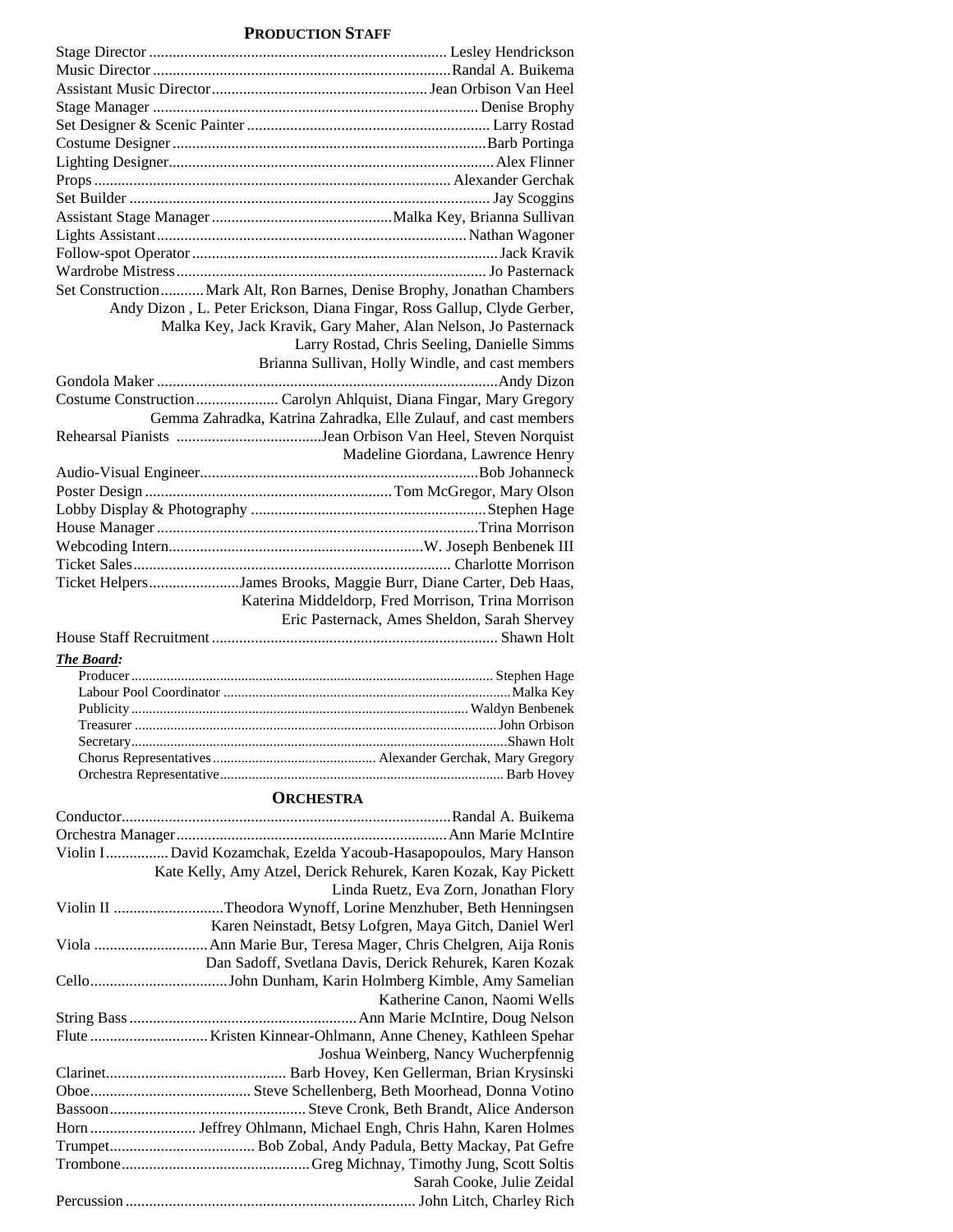## PRODUCTION STAFF

Stage Director ............ Lesley Hendrickson
Music Director ............ Randal A. Buikema
Assistant Music Director ............ Jean Orbison Van Heel
Stage Manager ............ Denise Brophy
Set Designer & Scenic Painter ............ Larry Rostad
Costume Designer ............ Barb Portinga
Lighting Designer ............ Alex Flinner
Props ............ Alexander Gerchak
Set Builder ............ Jay Scoggins
Assistant Stage Manager ............ Malka Key, Brianna Sullivan
Lights Assistant ............ Nathan Wagoner
Follow-spot Operator ............ Jack Kravik
Wardrobe Mistress ............ Jo Pasternack
Set Construction ............ Mark Alt, Ron Barnes, Denise Brophy, Jonathan Chambers Andy Dizon , L. Peter Erickson, Diana Fingar, Ross Gallup, Clyde Gerber, Malka Key, Jack Kravik, Gary Maher, Alan Nelson, Jo Pasternack Larry Rostad, Chris Seeling, Danielle Simms Brianna Sullivan, Holly Windle, and cast members
Gondola Maker ............ Andy Dizon
Costume Construction ............ Carolyn Ahlquist, Diana Fingar, Mary Gregory Gemma Zahradka, Katrina Zahradka, Elle Zulauf, and cast members
Rehearsal Pianists ............ Jean Orbison Van Heel, Steven Norquist Madeline Giordana, Lawrence Henry
Audio-Visual Engineer ............ Bob Johanneck
Poster Design ............ Tom McGregor, Mary Olson
Lobby Display & Photography ............ Stephen Hage
House Manager ............ Trina Morrison
Webcoding Intern ............ W. Joseph Benbenek III
Ticket Sales ............ Charlotte Morrison
Ticket Helpers ............ James Brooks, Maggie Burr, Diane Carter, Deb Haas, Katerina Middeldorp, Fred Morrison, Trina Morrison Eric Pasternack, Ames Sheldon, Sarah Shervey
House Staff Recruitment ............ Shawn Holt

***The Board:***

Producer ............ Stephen Hage
Labour Pool Coordinator ............ Malka Key
Publicity ............ Waldyn Benbenek
Treasurer ............ John Orbison
Secretary ............ Shawn Holt
Chorus Representatives ............ Alexander Gerchak, Mary Gregory
Orchestra Representative ............ Barb Hovey

## ORCHESTRA

Conductor ............ Randal A. Buikema
Orchestra Manager ............ Ann Marie McIntire
Violin I ............ David Kozamchak, Ezelda Yacoub-Hasapopoulos, Mary Hanson Kate Kelly, Amy Atzel, Derick Rehurek, Karen Kozak, Kay Pickett Linda Ruetz, Eva Zorn, Jonathan Flory
Violin II ............ Theodora Wynoff, Lorine Menzhuber, Beth Henningsen Karen Neinstadt, Betsy Lofgren, Maya Gitch, Daniel Werl
Viola ............ Ann Marie Bur, Teresa Mager, Chris Chelgren, Aija Ronis Dan Sadoff, Svetlana Davis, Derick Rehurek, Karen Kozak
Cello ............ John Dunham, Karin Holmberg Kimble, Amy Samelian Katherine Canon, Naomi Wells
String Bass ............ Ann Marie McIntire, Doug Nelson
Flute ............ Kristen Kinnear-Ohlmann, Anne Cheney, Kathleen Spehar Joshua Weinberg, Nancy Wucherpfennig
Clarinet ............ Barb Hovey, Ken Gellerman, Brian Krysinski
Oboe ............ Steve Schellenberg, Beth Moorhead, Donna Votino
Bassoon ............ Steve Cronk, Beth Brandt, Alice Anderson
Horn ............ Jeffrey Ohlmann, Michael Engh, Chris Hahn, Karen Holmes
Trumpet ............ Bob Zobal, Andy Padula, Betty Mackay, Pat Gefre
Trombone ............ Greg Michnay, Timothy Jung, Scott Soltis Sarah Cooke, Julie Zeidal
Percussion ............ John Litch, Charley Rich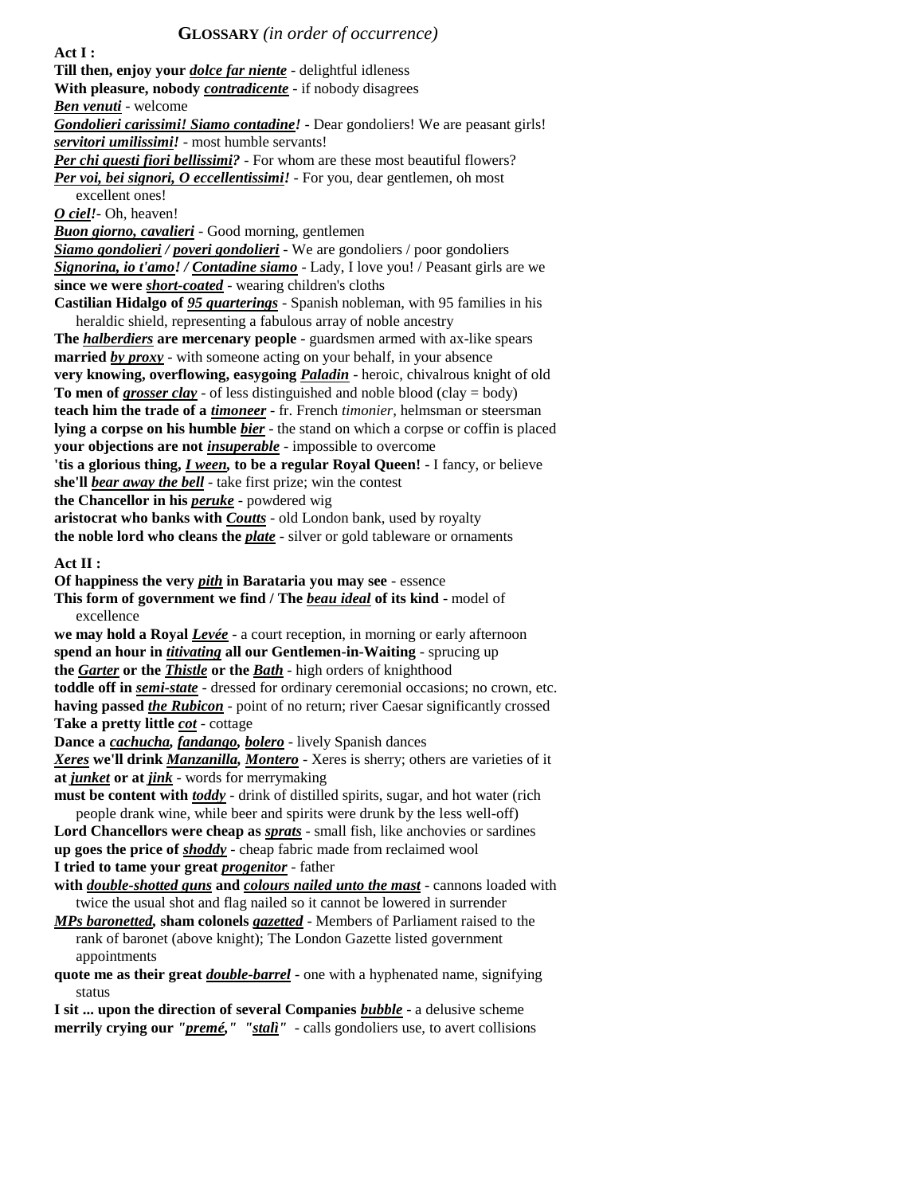## **GLOSSARY** *(in order of occurrence)*

**Act I :**

**Till then, enjoy your *dolce far niente*** - delightful idleness
**With pleasure, nobody *contradicente*** - if nobody disagrees
***Ben venuti*** - welcome
***Gondolieri carissimi! Siamo contadine!*** - Dear gondoliers! We are peasant girls!
***servitori umilissimi!*** - most humble servants!
***Per chi questi fiori bellissimi?*** - For whom are these most beautiful flowers?
***Per voi, bei signori, O eccellentissimi!*** - For you, dear gentlemen, oh most excellent ones!
***O ciel!***- Oh, heaven!
***Buon giorno, cavalieri*** - Good morning, gentlemen
***Siamo gondolieri / poveri gondolieri*** - We are gondoliers / poor gondoliers
***Signorina, io t'amo! / Contadine siamo*** - Lady, I love you! / Peasant girls are we
**since we were *short-coated*** - wearing children's cloths
**Castilian Hidalgo of *95 quarterings*** - Spanish nobleman, with 95 families in his heraldic shield, representing a fabulous array of noble ancestry
**The *halberdiers* are mercenary people** - guardsmen armed with ax-like spears
**married *by proxy*** - with someone acting on your behalf, in your absence
**very knowing, overflowing, easygoing *Paladin*** - heroic, chivalrous knight of old
**To men of *grosser clay*** - of less distinguished and noble blood (clay = body)
**teach him the trade of a *timoneer*** - fr. French *timonier*, helmsman or steersman
**lying a corpse on his humble *bier*** - the stand on which a corpse or coffin is placed
**your objections are not *insuperable*** - impossible to overcome
**'tis a glorious thing, *I ween*, to be a regular Royal Queen!** - I fancy, or believe
**she'll *bear away the bell*** - take first prize; win the contest
**the Chancellor in his *peruke*** - powdered wig
**aristocrat who banks with *Coutts*** - old London bank, used by royalty
**the noble lord who cleans the *plate*** - silver or gold tableware or ornaments

**Act II :**

**Of happiness the very *pith* in Barataria you may see** - essence
**This form of government we find / The *beau ideal* of its kind** - model of excellence
**we may hold a Royal *Levée*** - a court reception, in morning or early afternoon
**spend an hour in *titivating* all our Gentlemen-in-Waiting** - sprucing up
**the *Garter* or the *Thistle* or the *Bath*** - high orders of knighthood
**toddle off in *semi-state*** - dressed for ordinary ceremonial occasions; no crown, etc.
**having passed *the Rubicon*** - point of no return; river Caesar significantly crossed
**Take a pretty little *cot*** - cottage
**Dance a *cachucha*, *fandango*, *bolero*** - lively Spanish dances
***Xeres* we'll drink *Manzanilla*, *Montero*** - Xeres is sherry; others are varieties of it
**at *junket* or at *jink*** - words for merrymaking
**must be content with *toddy*** - drink of distilled spirits, sugar, and hot water (rich people drank wine, while beer and spirits were drunk by the less well-off)
**Lord Chancellors were cheap as *sprats*** - small fish, like anchovies or sardines
**up goes the price of *shoddy*** - cheap fabric made from reclaimed wool
**I tried to tame your great *progenitor*** - father
**with *double-shotted guns* and *colours nailed unto the mast*** - cannons loaded with twice the usual shot and flag nailed so it cannot be lowered in surrender
***MPs baronetted*, sham colonels *gazetted*** - Members of Parliament raised to the rank of baronet (above knight); The London Gazette listed government appointments
**quote me as their great *double-barrel*** - one with a hyphenated name, signifying status
**I sit ... upon the direction of several Companies *bubble*** - a delusive scheme
**merrily crying our *"premé," "stali"*** - calls gondoliers use, to avert collisions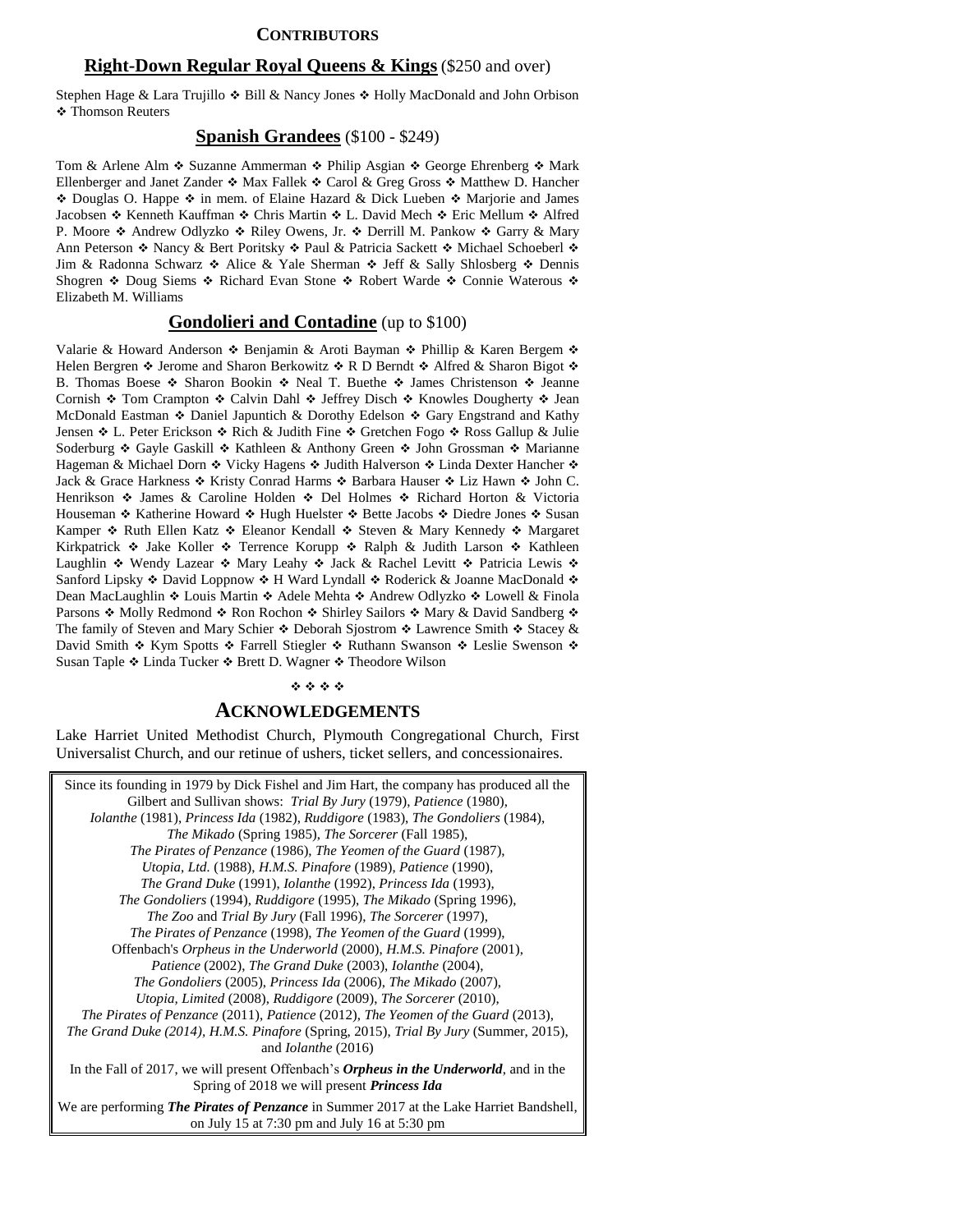# CONTRIBUTORS

## Right-Down Regular Royal Queens & Kings (\$250 and over)

Stephen Hage & Lara Trujillo ❖ Bill & Nancy Jones ❖ Holly MacDonald and John Orbison ❖ Thomson Reuters

## Spanish Grandees (\$100 - \$249)

Tom & Arlene Alm ❖ Suzanne Ammerman ❖ Philip Asgian ❖ George Ehrenberg ❖ Mark Ellenberger and Janet Zander ❖ Max Fallek ❖ Carol & Greg Gross ❖ Matthew D. Hancher ❖ Douglas O. Happe ❖ in mem. of Elaine Hazard & Dick Lueben ❖ Marjorie and James Jacobsen ❖ Kenneth Kauffman ❖ Chris Martin ❖ L. David Mech ❖ Eric Mellum ❖ Alfred P. Moore ❖ Andrew Odlyzko ❖ Riley Owens, Jr. ❖ Derrill M. Pankow ❖ Garry & Mary Ann Peterson ❖ Nancy & Bert Poritsky ❖ Paul & Patricia Sackett ❖ Michael Schoeberl ❖ Jim & Radonna Schwarz ❖ Alice & Yale Sherman ❖ Jeff & Sally Shlosberg ❖ Dennis Shogren ❖ Doug Siems ❖ Richard Evan Stone ❖ Robert Warde ❖ Connie Waterous ❖ Elizabeth M. Williams

## Gondolieri and Contadine (up to \$100)

Valarie & Howard Anderson ❖ Benjamin & Aroti Bayman ❖ Phillip & Karen Bergem ❖ Helen Bergren ❖ Jerome and Sharon Berkowitz ❖ R D Berndt ❖ Alfred & Sharon Bigot ❖ B. Thomas Boese ❖ Sharon Bookin ❖ Neal T. Buethe ❖ James Christenson ❖ Jeanne Cornish ❖ Tom Crampton ❖ Calvin Dahl ❖ Jeffrey Disch ❖ Knowles Dougherty ❖ Jean McDonald Eastman ❖ Daniel Japuntich & Dorothy Edelson ❖ Gary Engstrand and Kathy Jensen ❖ L. Peter Erickson ❖ Rich & Judith Fine ❖ Gretchen Fogo ❖ Ross Gallup & Julie Soderburg ❖ Gayle Gaskill ❖ Kathleen & Anthony Green ❖ John Grossman ❖ Marianne Hageman & Michael Dorn ❖ Vicky Hagens ❖ Judith Halverson ❖ Linda Dexter Hancher ❖ Jack & Grace Harkness ❖ Kristy Conrad Harms ❖ Barbara Hauser ❖ Liz Hawn ❖ John C. Henrikson ❖ James & Caroline Holden ❖ Del Holmes ❖ Richard Horton & Victoria Houseman ❖ Katherine Howard ❖ Hugh Huelster ❖ Bette Jacobs ❖ Diedre Jones ❖ Susan Kamper ❖ Ruth Ellen Katz ❖ Eleanor Kendall ❖ Steven & Mary Kennedy ❖ Margaret Kirkpatrick ❖ Jake Koller ❖ Terrence Korupp ❖ Ralph & Judith Larson ❖ Kathleen Laughlin ❖ Wendy Lazear ❖ Mary Leahy ❖ Jack & Rachel Levitt ❖ Patricia Lewis ❖ Sanford Lipsky ❖ David Loppnow ❖ H Ward Lyndall ❖ Roderick & Joanne MacDonald ❖ Dean MacLaughlin ❖ Louis Martin ❖ Adele Mehta ❖ Andrew Odlyzko ❖ Lowell & Finola Parsons ❖ Molly Redmond ❖ Ron Rochon ❖ Shirley Sailors ❖ Mary & David Sandberg ❖ The family of Steven and Mary Schier ❖ Deborah Sjostrom ❖ Lawrence Smith ❖ Stacey & David Smith ❖ Kym Spotts ❖ Farrell Stiegler ❖ Ruthann Swanson ❖ Leslie Swenson ❖ Susan Taple ❖ Linda Tucker ❖ Brett D. Wagner ❖ Theodore Wilson

❖ ❖ ❖ ❖

# ACKNOWLEDGEMENTS

Lake Harriet United Methodist Church, Plymouth Congregational Church, First Universalist Church, and our retinue of ushers, ticket sellers, and concessionaires.

Since its founding in 1979 by Dick Fishel and Jim Hart, the company has produced all the Gilbert and Sullivan shows: *Trial By Jury* (1979), *Patience* (1980), *Iolanthe* (1981), *Princess Ida* (1982), *Ruddigore* (1983), *The Gondoliers* (1984), *The Mikado* (Spring 1985), *The Sorcerer* (Fall 1985), *The Pirates of Penzance* (1986), *The Yeomen of the Guard* (1987), *Utopia, Ltd.* (1988), *H.M.S. Pinafore* (1989), *Patience* (1990), *The Grand Duke* (1991), *Iolanthe* (1992), *Princess Ida* (1993), *The Gondoliers* (1994), *Ruddigore* (1995), *The Mikado* (Spring 1996), *The Zoo* and *Trial By Jury* (Fall 1996), *The Sorcerer* (1997), *The Pirates of Penzance* (1998), *The Yeomen of the Guard* (1999), Offenbach's *Orpheus in the Underworld* (2000), *H.M.S. Pinafore* (2001), *Patience* (2002), *The Grand Duke* (2003), *Iolanthe* (2004), *The Gondoliers* (2005), *Princess Ida* (2006), *The Mikado* (2007), *Utopia, Limited* (2008), *Ruddigore* (2009), *The Sorcerer* (2010), *The Pirates of Penzance* (2011), *Patience* (2012), *The Yeomen of the Guard* (2013), *The Grand Duke (2014)*, *H.M.S. Pinafore* (Spring, 2015), *Trial By Jury* (Summer, 2015), and *Iolanthe* (2016)

In the Fall of 2017, we will present Offenbach's ***Orpheus in the Underworld***, and in the Spring of 2018 we will present ***Princess Ida***

We are performing ***The Pirates of Penzance*** in Summer 2017 at the Lake Harriet Bandshell, on July 15 at 7:30 pm and July 16 at 5:30 pm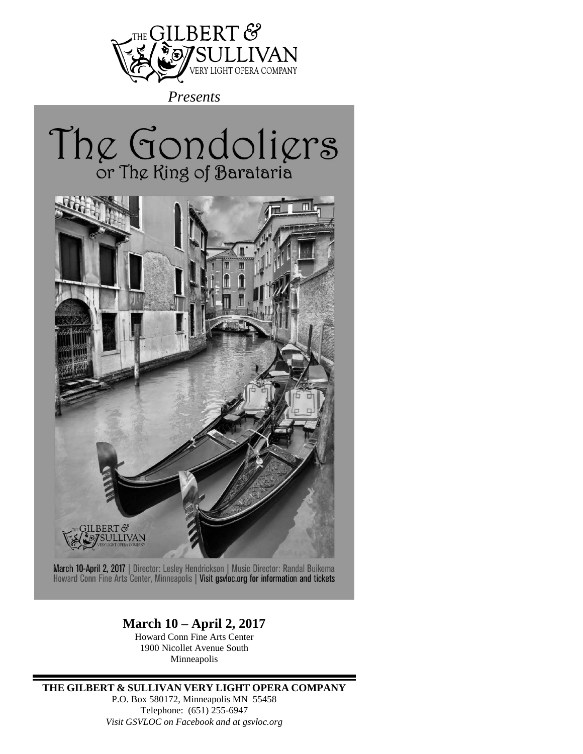THE GILBERT & SULLIVAN VERY LIGHT OPERA COMPANY

*Presents*

# The Gondoliers
## or The King of Barataria

March 10-April 2, 2017 | Director: Lesley Hendrickson | Music Director: Randal Buikema
Howard Conn Fine Arts Center, Minneapolis | Visit gsvloc.org for information and tickets

**March 10 – April 2, 2017**
Howard Conn Fine Arts Center
1900 Nicollet Avenue South
Minneapolis

---

**THE GILBERT & SULLIVAN VERY LIGHT OPERA COMPANY**
P.O. Box 580172, Minneapolis MN 55458
Telephone: (651) 255-6947
*Visit GSVLOC on Facebook and at gsvloc.org*